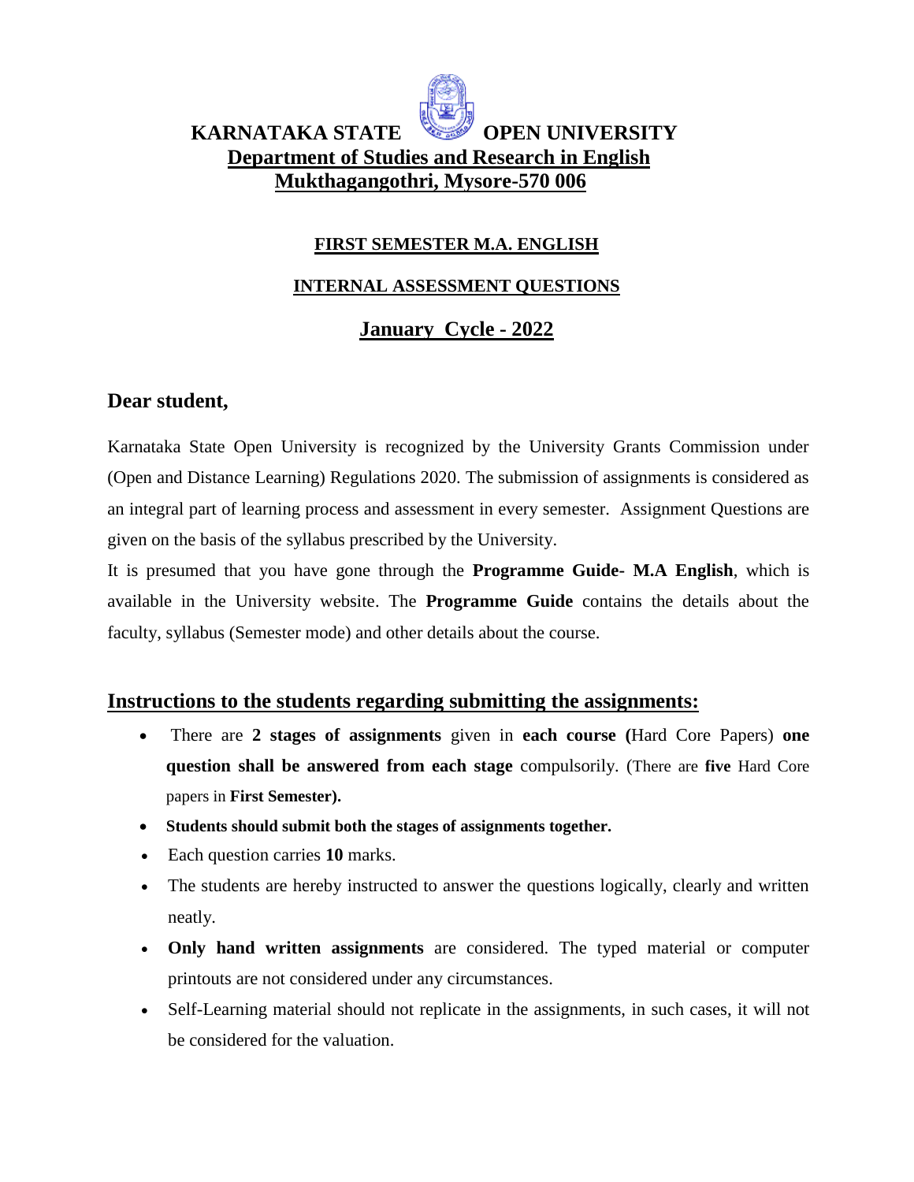# KARNATAKA STATE OPEN UNIVERSITY

## Department of Studies and Research in English

## Mukthagangothri, Mysore-570 006

### FIRST SEMESTER M.A. ENGLISH

### INTERNAL ASSESSMENT QUESTIONS

### January Cycle - 2022

**Dear student,**

Karnataka State Open University is recognized by the University Grants Commission under (Open and Distance Learning) Regulations 2020. The submission of assignments is considered as an integral part of learning process and assessment in every semester. Assignment Questions are given on the basis of the syllabus prescribed by the University.

It is presumed that you have gone through the **Programme Guide- M.A English**, which is available in the University website. The **Programme Guide** contains the details about the faculty, syllabus (Semester mode) and other details about the course.

## Instructions to the students regarding submitting the assignments:

- There are **2 stages of assignments** given in **each course (**Hard Core Papers) **one question shall be answered from each stage** compulsorily. (There are **five** Hard Core papers in **First Semester).**
- **Students should submit both the stages of assignments together.**
- Each question carries **10** marks.
- The students are hereby instructed to answer the questions logically, clearly and written neatly.
- **Only hand written assignments** are considered. The typed material or computer printouts are not considered under any circumstances.
- Self-Learning material should not replicate in the assignments, in such cases, it will not be considered for the valuation.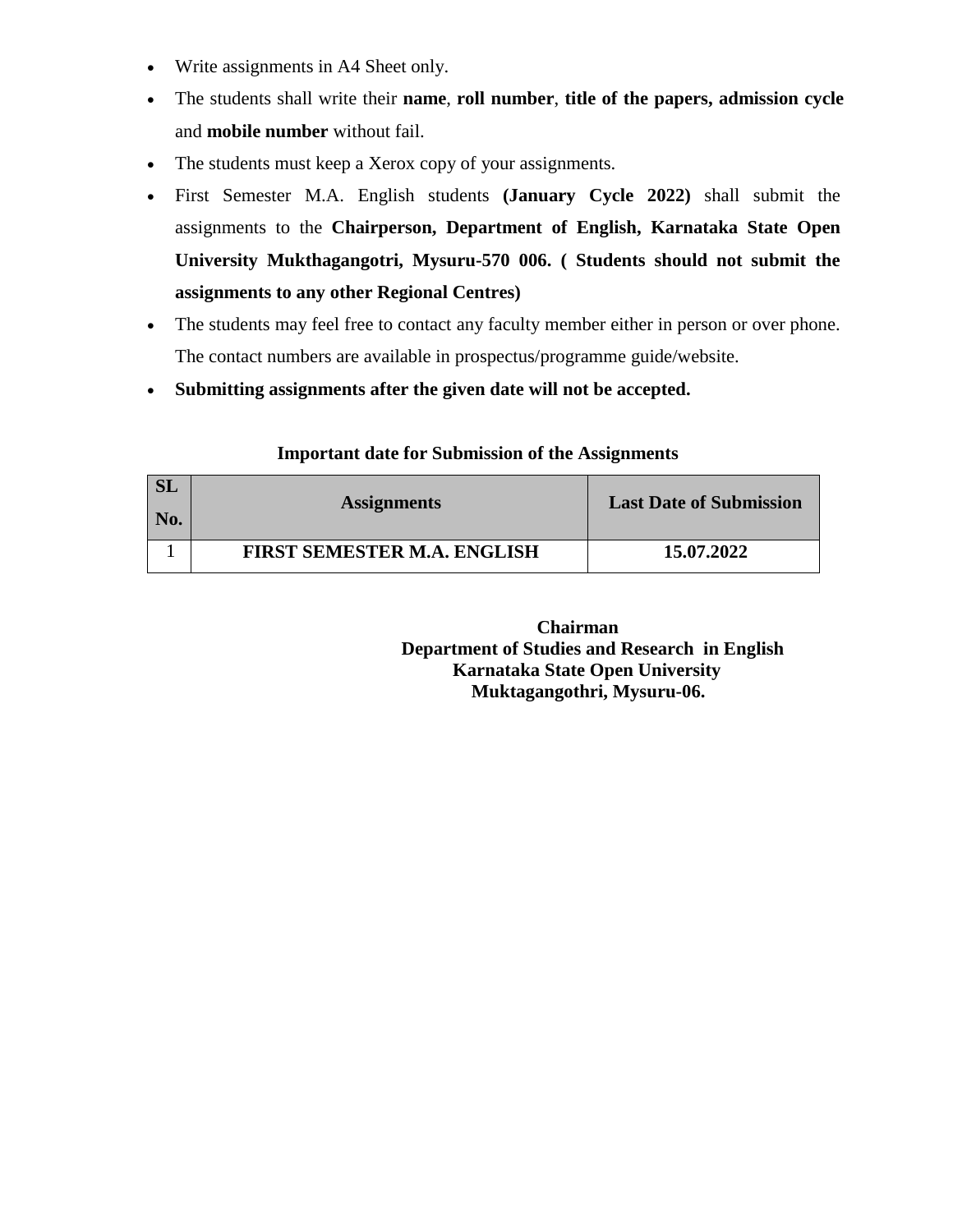- Write assignments in A4 Sheet only.
- The students shall write their **name**, **roll number**, **title of the papers, admission cycle** and **mobile number** without fail.
- The students must keep a Xerox copy of your assignments.
- First Semester M.A. English students **(January Cycle 2022)** shall submit the assignments to the **Chairperson, Department of English, Karnataka State Open University Mukthagangotri, Mysuru-570 006. ( Students should not submit the assignments to any other Regional Centres)**
- The students may feel free to contact any faculty member either in person or over phone. The contact numbers are available in prospectus/programme guide/website.
- **Submitting assignments after the given date will not be accepted.**

**Important date for Submission of the Assignments**

| SL No. | Assignments | Last Date of Submission |
|---|---|---|
| 1 | **FIRST SEMESTER M.A. ENGLISH** | **15.07.2022** |

**Chairman**
**Department of Studies and Research in English**
**Karnataka State Open University**
**Muktagangothri, Mysuru-06.**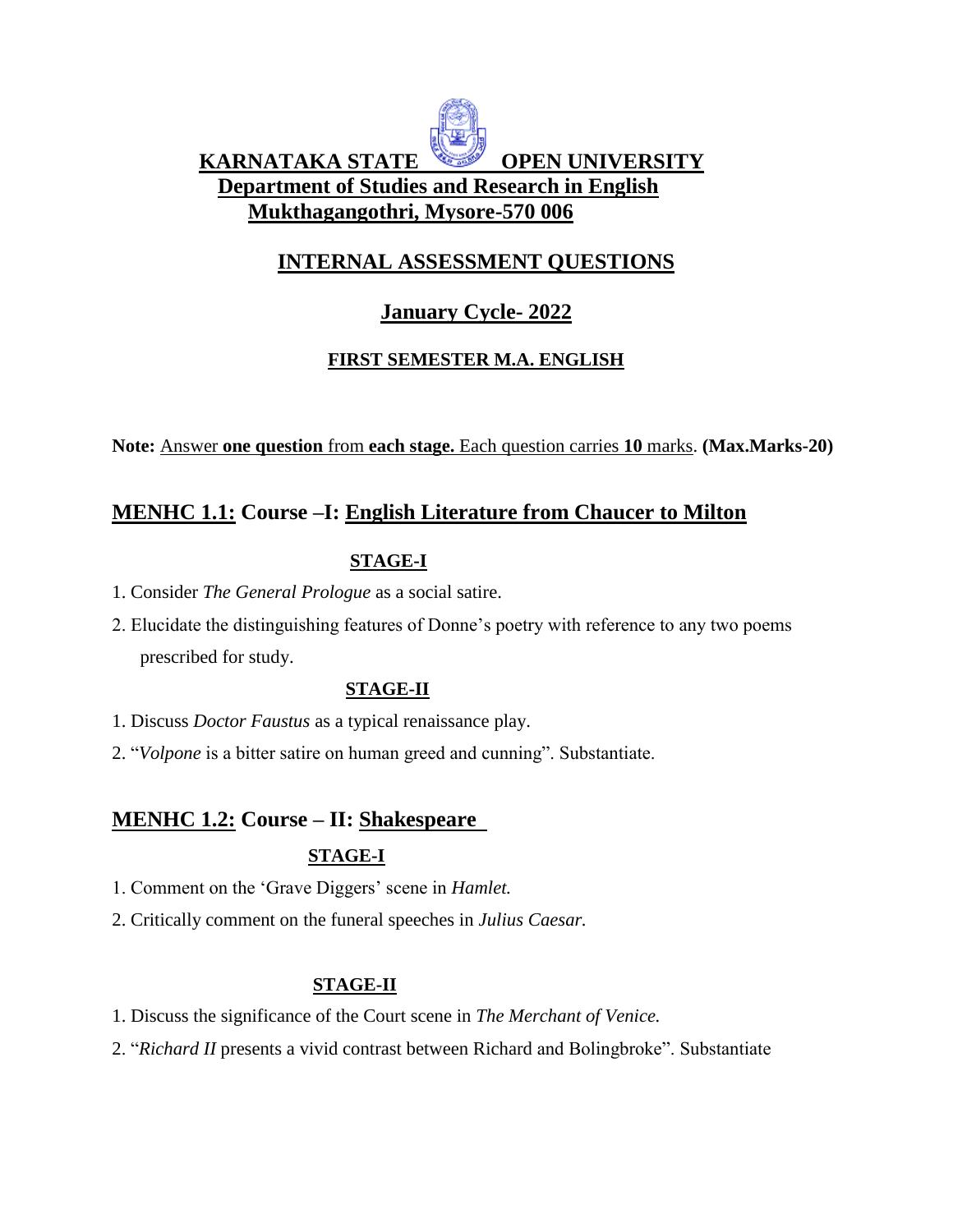# KARNATAKA STATE OPEN UNIVERSITY

## Department of Studies and Research in English

## Mukthagangothri, Mysore-570 006

## INTERNAL ASSESSMENT QUESTIONS

## January Cycle- 2022

### FIRST SEMESTER M.A. ENGLISH

**Note:** Answer **one question** from **each stage.** Each question carries **10** marks. **(Max.Marks-20)**

## MENHC 1.1: Course –I: English Literature from Chaucer to Milton

### STAGE-I

1. Consider *The General Prologue* as a social satire.
2. Elucidate the distinguishing features of Donne's poetry with reference to any two poems prescribed for study.

### STAGE-II

1. Discuss *Doctor Faustus* as a typical renaissance play.
2. "*Volpone* is a bitter satire on human greed and cunning". Substantiate.

## MENHC 1.2: Course – II: Shakespeare

### STAGE-I

1. Comment on the 'Grave Diggers' scene in *Hamlet.*
2. Critically comment on the funeral speeches in *Julius Caesar.*

### STAGE-II

1. Discuss the significance of the Court scene in *The Merchant of Venice.*
2. "*Richard II* presents a vivid contrast between Richard and Bolingbroke". Substantiate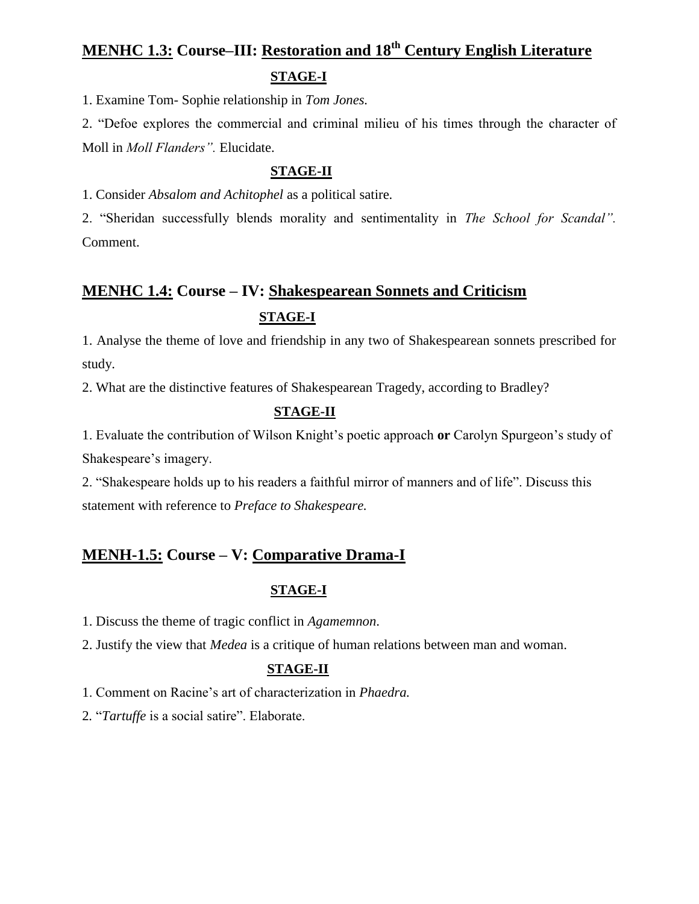## **MENHC 1.3:** Course–III: **Restoration and 18th Century English Literature**

**STAGE-I**

1. Examine Tom- Sophie relationship in *Tom Jones.*

2. "Defoe explores the commercial and criminal milieu of his times through the character of Moll in *Moll Flanders".* Elucidate.

**STAGE-II**

1. Consider *Absalom and Achitophel* as a political satire.

2. "Sheridan successfully blends morality and sentimentality in *The School for Scandal".* Comment.

## **MENHC 1.4:** Course – IV: **Shakespearean Sonnets and Criticism**

**STAGE-I**

1. Analyse the theme of love and friendship in any two of Shakespearean sonnets prescribed for study.

2. What are the distinctive features of Shakespearean Tragedy, according to Bradley?

**STAGE-II**

1. Evaluate the contribution of Wilson Knight's poetic approach **or** Carolyn Spurgeon's study of Shakespeare's imagery.

2. "Shakespeare holds up to his readers a faithful mirror of manners and of life". Discuss this statement with reference to *Preface to Shakespeare.*

## **MENH-1.5:** Course – V: **Comparative Drama-I**

**STAGE-I**

1. Discuss the theme of tragic conflict in *Agamemnon*.

2. Justify the view that *Medea* is a critique of human relations between man and woman.

**STAGE-II**

1. Comment on Racine's art of characterization in *Phaedra.*

2. "*Tartuffe* is a social satire". Elaborate.